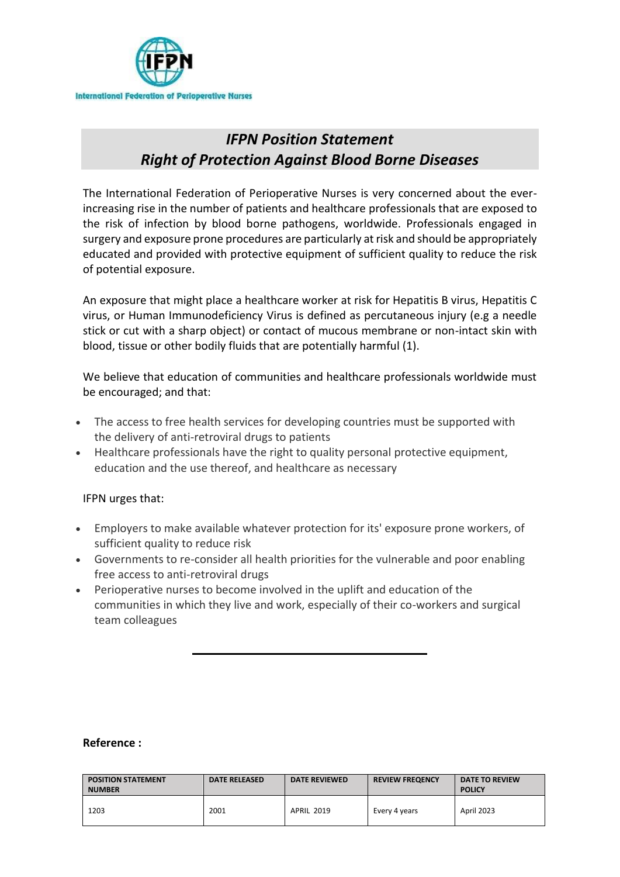International Federation of Perioperative Nurses

# *IFPN Position Statement*
# *Right of Protection Against Blood Borne Diseases*

The International Federation of Perioperative Nurses is very concerned about the ever-increasing rise in the number of patients and healthcare professionals that are exposed to the risk of infection by blood borne pathogens, worldwide. Professionals engaged in surgery and exposure prone procedures are particularly at risk and should be appropriately educated and provided with protective equipment of sufficient quality to reduce the risk of potential exposure.

An exposure that might place a healthcare worker at risk for Hepatitis B virus, Hepatitis C virus, or Human Immunodeficiency Virus is defined as percutaneous injury (e.g a needle stick or cut with a sharp object) or contact of mucous membrane or non-intact skin with blood, tissue or other bodily fluids that are potentially harmful (1).

We believe that education of communities and healthcare professionals worldwide must be encouraged; and that:

- The access to free health services for developing countries must be supported with the delivery of anti-retroviral drugs to patients
- Healthcare professionals have the right to quality personal protective equipment, education and the use thereof, and healthcare as necessary

IFPN urges that:

- Employers to make available whatever protection for its' exposure prone workers, of sufficient quality to reduce risk
- Governments to re-consider all health priorities for the vulnerable and poor enabling free access to anti-retroviral drugs
- Perioperative nurses to become involved in the uplift and education of the communities in which they live and work, especially of their co-workers and surgical team colleagues

---

**Reference :**

| POSITION STATEMENT NUMBER | DATE RELEASED | DATE REVIEWED | REVIEW FREQENCY | DATE TO REVIEW POLICY |
|---|---|---|---|---|
| 1203 | 2001 | APRIL 2019 | Every 4 years | April 2023 |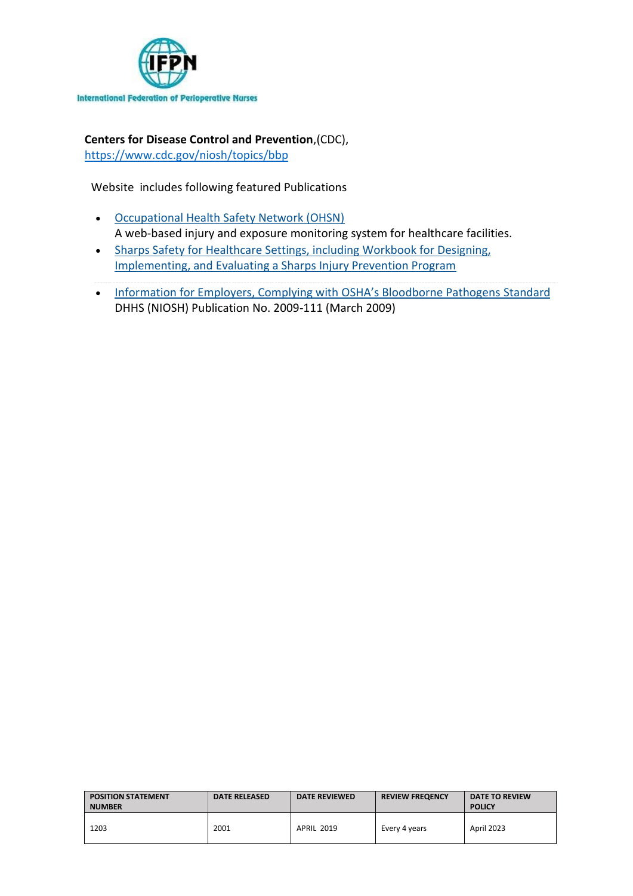**Centers for Disease Control and Prevention**,(CDC),
https://www.cdc.gov/niosh/topics/bbp

Website includes following featured Publications

- Occupational Health Safety Network (OHSN)
  A web-based injury and exposure monitoring system for healthcare facilities.
- Sharps Safety for Healthcare Settings, including Workbook for Designing, Implementing, and Evaluating a Sharps Injury Prevention Program
- Information for Employers, Complying with OSHA's Bloodborne Pathogens Standard
  DHHS (NIOSH) Publication No. 2009-111 (March 2009)

| POSITION STATEMENT NUMBER | DATE RELEASED | DATE REVIEWED | REVIEW FREQENCY | DATE TO REVIEW POLICY |
|---|---|---|---|---|
| 1203 | 2001 | APRIL 2019 | Every 4 years | April 2023 |